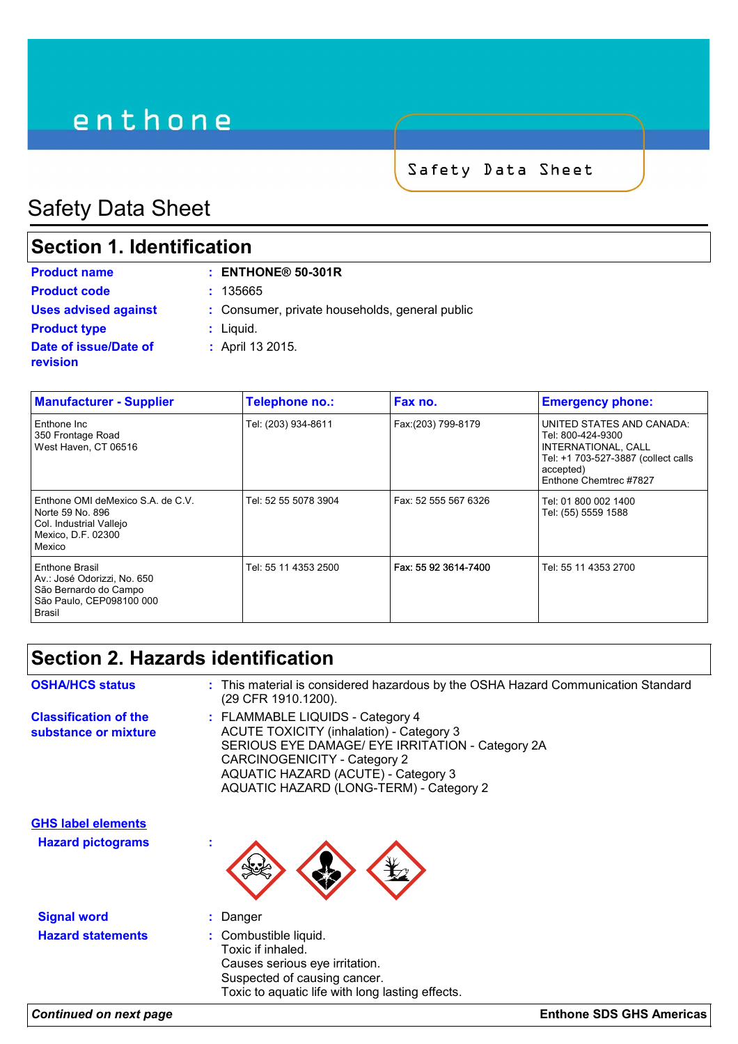# Safety Data Sheet

## Section 1. Identification

**Product name** : **ENTHONE® 50-301R**

**Product code** : 135665

**Uses advised against** : Consumer, private households, general public

**Product type** : Liquid.

**Date of issue/Date of revision** : April 13 2015.

| Manufacturer - Supplier | Telephone no.: | Fax no. | Emergency phone: |
|---|---|---|---|
| Enthone Inc<br>350 Frontage Road<br>West Haven, CT 06516 | Tel: (203) 934-8611 | Fax:(203) 799-8179 | UNITED STATES AND CANADA:<br>Tel: 800-424-9300<br>INTERNATIONAL, CALL<br>Tel: +1 703-527-3887 (collect calls accepted)<br>Enthone Chemtrec #7827 |
| Enthone OMI deMexico S.A. de C.V.<br>Norte 59 No. 896<br>Col. Industrial Vallejo<br>Mexico, D.F. 02300<br>Mexico | Tel: 52 55 5078 3904 | Fax: 52 555 567 6326 | Tel: 01 800 002 1400<br>Tel: (55) 5559 1588 |
| Enthone Brasil<br>Av.: José Odorizzi, No. 650<br>São Bernardo do Campo<br>São Paulo, CEP098100 000<br>Brasil | Tel: 55 11 4353 2500 | Fax: 55 92 3614-7400 | Tel: 55 11 4353 2700 |

## Section 2. Hazards identification

**OSHA/HCS status** : This material is considered hazardous by the OSHA Hazard Communication Standard (29 CFR 1910.1200).

**Classification of the substance or mixture** : FLAMMABLE LIQUIDS - Category 4
ACUTE TOXICITY (inhalation) - Category 3
SERIOUS EYE DAMAGE/ EYE IRRITATION - Category 2A
CARCINOGENICITY - Category 2
AQUATIC HAZARD (ACUTE) - Category 3
AQUATIC HAZARD (LONG-TERM) - Category 2

**GHS label elements**

**Hazard pictograms** :

**Signal word** : Danger

**Hazard statements** : Combustible liquid.
Toxic if inhaled.
Causes serious eye irritation.
Suspected of causing cancer.
Toxic to aquatic life with long lasting effects.

*Continued on next page*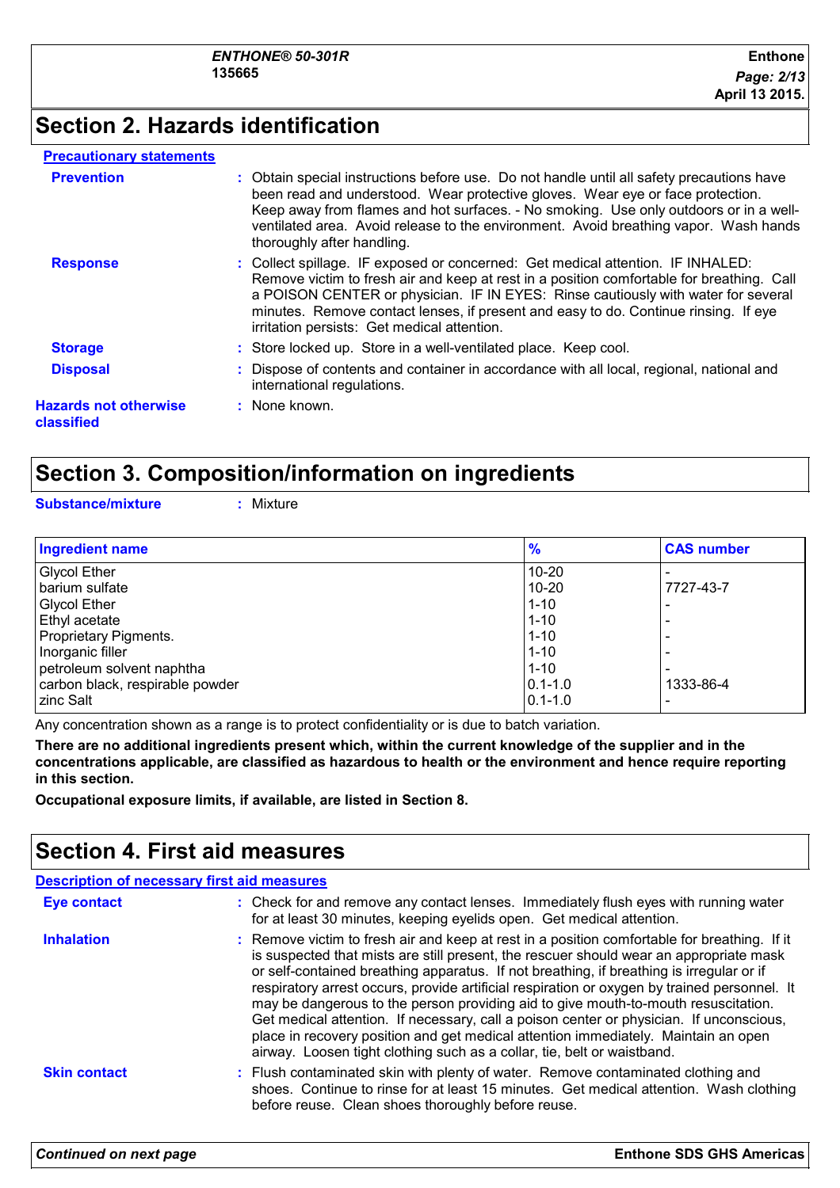# Section 2. Hazards identification

**Precautionary statements**

**Prevention** : Obtain special instructions before use. Do not handle until all safety precautions have been read and understood. Wear protective gloves. Wear eye or face protection. Keep away from flames and hot surfaces. - No smoking. Use only outdoors or in a well-ventilated area. Avoid release to the environment. Avoid breathing vapor. Wash hands thoroughly after handling.

**Response** : Collect spillage. IF exposed or concerned: Get medical attention. IF INHALED: Remove victim to fresh air and keep at rest in a position comfortable for breathing. Call a POISON CENTER or physician. IF IN EYES: Rinse cautiously with water for several minutes. Remove contact lenses, if present and easy to do. Continue rinsing. If eye irritation persists: Get medical attention.

**Storage** : Store locked up. Store in a well-ventilated place. Keep cool.

**Disposal** : Dispose of contents and container in accordance with all local, regional, national and international regulations.

**Hazards not otherwise classified** : None known.

# Section 3. Composition/information on ingredients

**Substance/mixture** : Mixture

| Ingredient name | % | CAS number |
|---|---|---|
| Glycol Ether | 10-20 | - |
| barium sulfate | 10-20 | 7727-43-7 |
| Glycol Ether | 1-10 | - |
| Ethyl acetate | 1-10 | - |
| Proprietary Pigments. | 1-10 | - |
| Inorganic filler | 1-10 | - |
| petroleum solvent naphtha | 1-10 | - |
| carbon black, respirable powder | 0.1-1.0 | 1333-86-4 |
| zinc Salt | 0.1-1.0 | - |

Any concentration shown as a range is to protect confidentiality or is due to batch variation.

**There are no additional ingredients present which, within the current knowledge of the supplier and in the concentrations applicable, are classified as hazardous to health or the environment and hence require reporting in this section.**

**Occupational exposure limits, if available, are listed in Section 8.**

# Section 4. First aid measures

**Description of necessary first aid measures**

**Eye contact** : Check for and remove any contact lenses. Immediately flush eyes with running water for at least 30 minutes, keeping eyelids open. Get medical attention.

**Inhalation** : Remove victim to fresh air and keep at rest in a position comfortable for breathing. If it is suspected that mists are still present, the rescuer should wear an appropriate mask or self-contained breathing apparatus. If not breathing, if breathing is irregular or if respiratory arrest occurs, provide artificial respiration or oxygen by trained personnel. It may be dangerous to the person providing aid to give mouth-to-mouth resuscitation. Get medical attention. If necessary, call a poison center or physician. If unconscious, place in recovery position and get medical attention immediately. Maintain an open airway. Loosen tight clothing such as a collar, tie, belt or waistband.

**Skin contact** : Flush contaminated skin with plenty of water. Remove contaminated clothing and shoes. Continue to rinse for at least 15 minutes. Get medical attention. Wash clothing before reuse. Clean shoes thoroughly before reuse.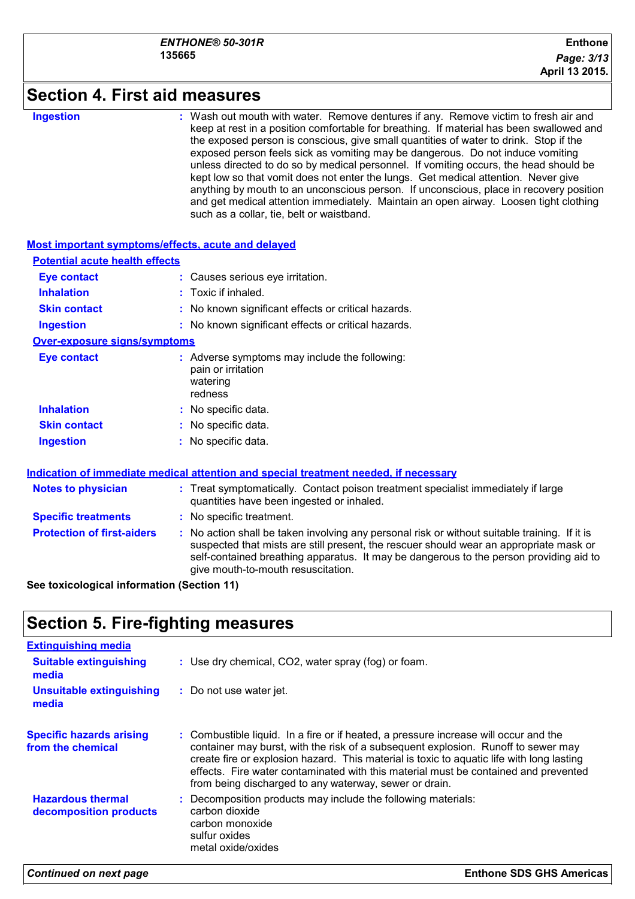## Section 4. First aid measures

| | |
|---|---|
| **Ingestion** | Wash out mouth with water. Remove dentures if any. Remove victim to fresh air and keep at rest in a position comfortable for breathing. If material has been swallowed and the exposed person is conscious, give small quantities of water to drink. Stop if the exposed person feels sick as vomiting may be dangerous. Do not induce vomiting unless directed to do so by medical personnel. If vomiting occurs, the head should be kept low so that vomit does not enter the lungs. Get medical attention. Never give anything by mouth to an unconscious person. If unconscious, place in recovery position and get medical attention immediately. Maintain an open airway. Loosen tight clothing such as a collar, tie, belt or waistband. |

### Most important symptoms/effects, acute and delayed

**Potential acute health effects**

| | |
|---|---|
| **Eye contact** | Causes serious eye irritation. |
| **Inhalation** | Toxic if inhaled. |
| **Skin contact** | No known significant effects or critical hazards. |
| **Ingestion** | No known significant effects or critical hazards. |

**Over-exposure signs/symptoms**

| | |
|---|---|
| **Eye contact** | Adverse symptoms may include the following:<br>pain or irritation<br>watering<br>redness |
| **Inhalation** | No specific data. |
| **Skin contact** | No specific data. |
| **Ingestion** | No specific data. |

### Indication of immediate medical attention and special treatment needed, if necessary

| | |
|---|---|
| **Notes to physician** | Treat symptomatically. Contact poison treatment specialist immediately if large quantities have been ingested or inhaled. |
| **Specific treatments** | No specific treatment. |
| **Protection of first-aiders** | No action shall be taken involving any personal risk or without suitable training. If it is suspected that mists are still present, the rescuer should wear an appropriate mask or self-contained breathing apparatus. It may be dangerous to the person providing aid to give mouth-to-mouth resuscitation. |

**See toxicological information (Section 11)**

## Section 5. Fire-fighting measures

### Extinguishing media

| | |
|---|---|
| **Suitable extinguishing media** | Use dry chemical, $CO_2$, water spray (fog) or foam. |
| **Unsuitable extinguishing media** | Do not use water jet. |
| **Specific hazards arising from the chemical** | Combustible liquid. In a fire or if heated, a pressure increase will occur and the container may burst, with the risk of a subsequent explosion. Runoff to sewer may create fire or explosion hazard. This material is toxic to aquatic life with long lasting effects. Fire water contaminated with this material must be contained and prevented from being discharged to any waterway, sewer or drain. |
| **Hazardous thermal decomposition products** | Decomposition products may include the following materials:<br>carbon dioxide<br>carbon monoxide<br>sulfur oxides<br>metal oxide/oxides |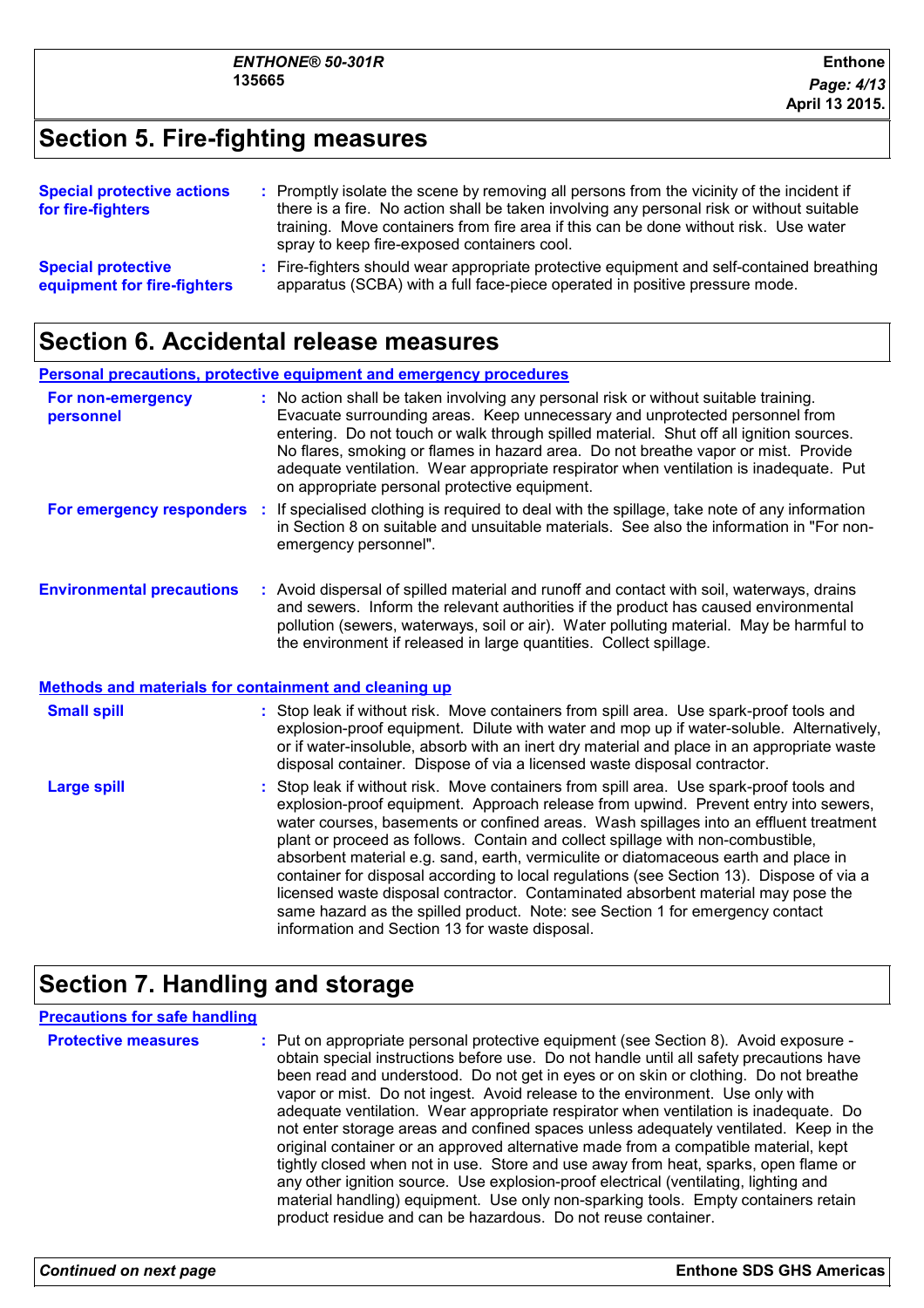## Section 5. Fire-fighting measures

**Special protective actions for fire-fighters** : Promptly isolate the scene by removing all persons from the vicinity of the incident if there is a fire. No action shall be taken involving any personal risk or without suitable training. Move containers from fire area if this can be done without risk. Use water spray to keep fire-exposed containers cool.

**Special protective equipment for fire-fighters** : Fire-fighters should wear appropriate protective equipment and self-contained breathing apparatus (SCBA) with a full face-piece operated in positive pressure mode.

## Section 6. Accidental release measures

### Personal precautions, protective equipment and emergency procedures

**For non-emergency personnel** : No action shall be taken involving any personal risk or without suitable training. Evacuate surrounding areas. Keep unnecessary and unprotected personnel from entering. Do not touch or walk through spilled material. Shut off all ignition sources. No flares, smoking or flames in hazard area. Do not breathe vapor or mist. Provide adequate ventilation. Wear appropriate respirator when ventilation is inadequate. Put on appropriate personal protective equipment.

**For emergency responders** : If specialised clothing is required to deal with the spillage, take note of any information in Section 8 on suitable and unsuitable materials. See also the information in "For non-emergency personnel".

**Environmental precautions** : Avoid dispersal of spilled material and runoff and contact with soil, waterways, drains and sewers. Inform the relevant authorities if the product has caused environmental pollution (sewers, waterways, soil or air). Water polluting material. May be harmful to the environment if released in large quantities. Collect spillage.

### Methods and materials for containment and cleaning up

**Small spill** : Stop leak if without risk. Move containers from spill area. Use spark-proof tools and explosion-proof equipment. Dilute with water and mop up if water-soluble. Alternatively, or if water-insoluble, absorb with an inert dry material and place in an appropriate waste disposal container. Dispose of via a licensed waste disposal contractor.

**Large spill** : Stop leak if without risk. Move containers from spill area. Use spark-proof tools and explosion-proof equipment. Approach release from upwind. Prevent entry into sewers, water courses, basements or confined areas. Wash spillages into an effluent treatment plant or proceed as follows. Contain and collect spillage with non-combustible, absorbent material e.g. sand, earth, vermiculite or diatomaceous earth and place in container for disposal according to local regulations (see Section 13). Dispose of via a licensed waste disposal contractor. Contaminated absorbent material may pose the same hazard as the spilled product. Note: see Section 1 for emergency contact information and Section 13 for waste disposal.

## Section 7. Handling and storage

### Precautions for safe handling

**Protective measures** : Put on appropriate personal protective equipment (see Section 8). Avoid exposure - obtain special instructions before use. Do not handle until all safety precautions have been read and understood. Do not get in eyes or on skin or clothing. Do not breathe vapor or mist. Do not ingest. Avoid release to the environment. Use only with adequate ventilation. Wear appropriate respirator when ventilation is inadequate. Do not enter storage areas and confined spaces unless adequately ventilated. Keep in the original container or an approved alternative made from a compatible material, kept tightly closed when not in use. Store and use away from heat, sparks, open flame or any other ignition source. Use explosion-proof electrical (ventilating, lighting and material handling) equipment. Use only non-sparking tools. Empty containers retain product residue and can be hazardous. Do not reuse container.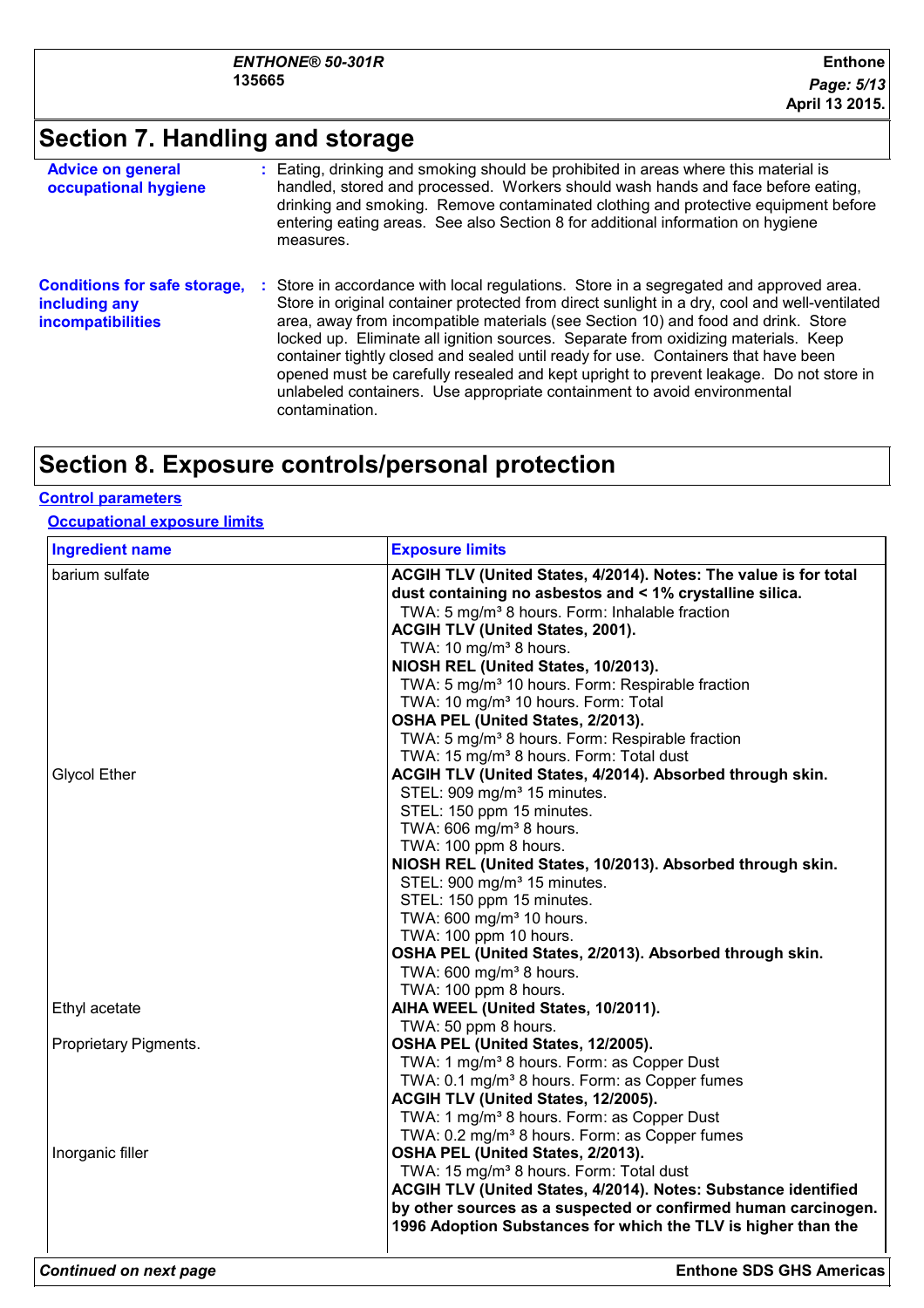## Section 7. Handling and storage

**Advice on general occupational hygiene** : Eating, drinking and smoking should be prohibited in areas where this material is handled, stored and processed. Workers should wash hands and face before eating, drinking and smoking. Remove contaminated clothing and protective equipment before entering eating areas. See also Section 8 for additional information on hygiene measures.

**Conditions for safe storage, including any incompatibilities** : Store in accordance with local regulations. Store in a segregated and approved area. Store in original container protected from direct sunlight in a dry, cool and well-ventilated area, away from incompatible materials (see Section 10) and food and drink. Store locked up. Eliminate all ignition sources. Separate from oxidizing materials. Keep container tightly closed and sealed until ready for use. Containers that have been opened must be carefully resealed and kept upright to prevent leakage. Do not store in unlabeled containers. Use appropriate containment to avoid environmental contamination.

## Section 8. Exposure controls/personal protection

**Control parameters**

**Occupational exposure limits**

| Ingredient name | Exposure limits |
|---|---|
| barium sulfate | **ACGIH TLV (United States, 4/2014). Notes: The value is for total dust containing no asbestos and < 1% crystalline silica.**<br>TWA: 5 mg/m³ 8 hours. Form: Inhalable fraction<br>**ACGIH TLV (United States, 2001).**<br>TWA: 10 mg/m³ 8 hours.<br>**NIOSH REL (United States, 10/2013).**<br>TWA: 5 mg/m³ 10 hours. Form: Respirable fraction<br>TWA: 10 mg/m³ 10 hours. Form: Total<br>**OSHA PEL (United States, 2/2013).**<br>TWA: 5 mg/m³ 8 hours. Form: Respirable fraction<br>TWA: 15 mg/m³ 8 hours. Form: Total dust |
| Glycol Ether | **ACGIH TLV (United States, 4/2014). Absorbed through skin.**<br>STEL: 909 mg/m³ 15 minutes.<br>STEL: 150 ppm 15 minutes.<br>TWA: 606 mg/m³ 8 hours.<br>TWA: 100 ppm 8 hours.<br>**NIOSH REL (United States, 10/2013). Absorbed through skin.**<br>STEL: 900 mg/m³ 15 minutes.<br>STEL: 150 ppm 15 minutes.<br>TWA: 600 mg/m³ 10 hours.<br>TWA: 100 ppm 10 hours.<br>**OSHA PEL (United States, 2/2013). Absorbed through skin.**<br>TWA: 600 mg/m³ 8 hours.<br>TWA: 100 ppm 8 hours. |
| Ethyl acetate | **AIHA WEEL (United States, 10/2011).**<br>TWA: 50 ppm 8 hours. |
| Proprietary Pigments. | **OSHA PEL (United States, 12/2005).**<br>TWA: 1 mg/m³ 8 hours. Form: as Copper Dust<br>TWA: 0.1 mg/m³ 8 hours. Form: as Copper fumes<br>**ACGIH TLV (United States, 12/2005).**<br>TWA: 1 mg/m³ 8 hours. Form: as Copper Dust<br>TWA: 0.2 mg/m³ 8 hours. Form: as Copper fumes |
| Inorganic filler | **OSHA PEL (United States, 2/2013).**<br>TWA: 15 mg/m³ 8 hours. Form: Total dust<br>**ACGIH TLV (United States, 4/2014). Notes: Substance identified by other sources as a suspected or confirmed human carcinogen. 1996 Adoption Substances for which the TLV is higher than the** |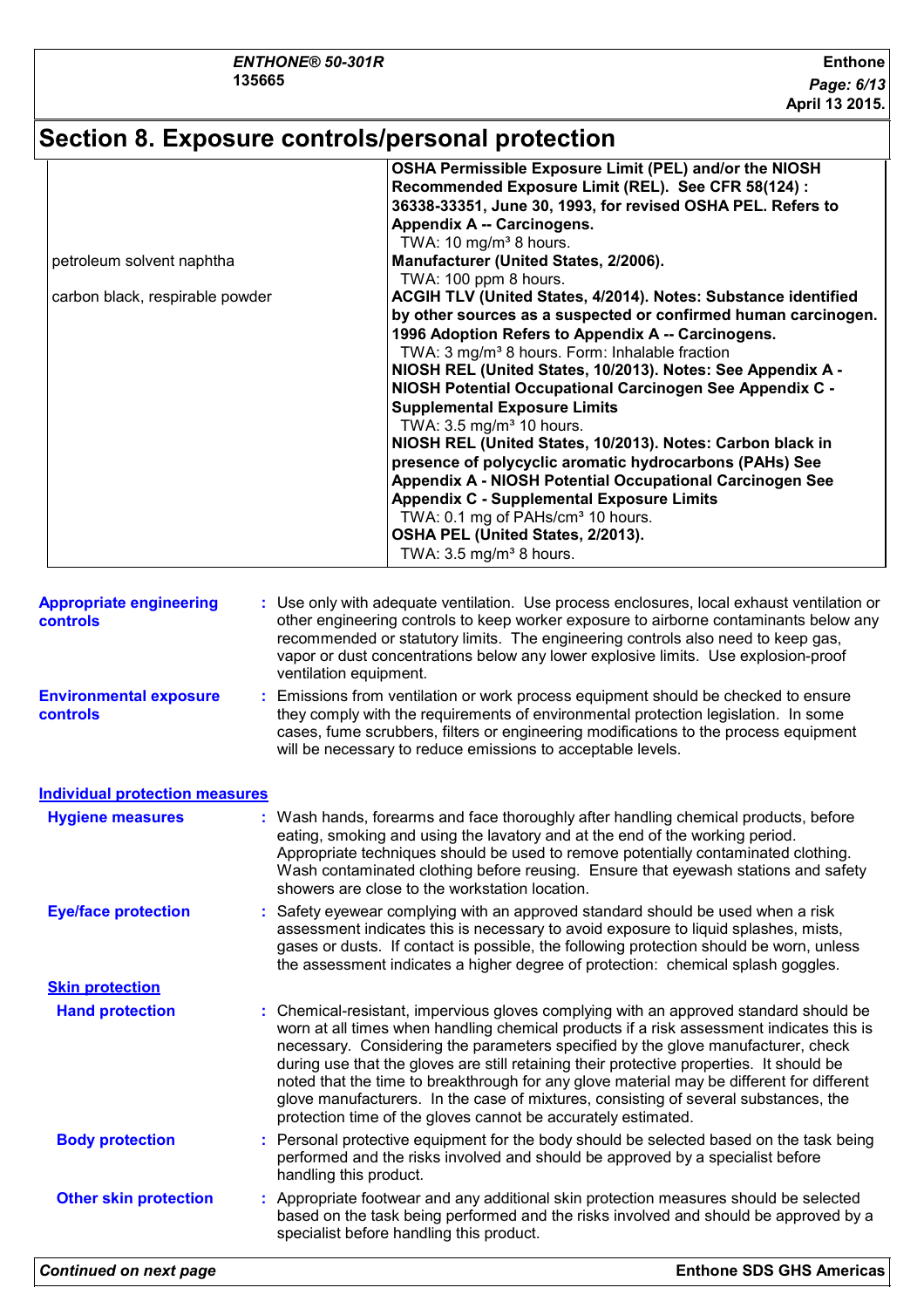# Section 8. Exposure controls/personal protection

| | |
|---|---|
| | **OSHA Permissible Exposure Limit (PEL) and/or the NIOSH Recommended Exposure Limit (REL). See CFR 58(124) : 36338-33351, June 30, 1993, for revised OSHA PEL. Refers to Appendix A -- Carcinogens.** TWA: 10 mg/m³ 8 hours. |
| petroleum solvent naphtha | **Manufacturer (United States, 2/2006).** TWA: 100 ppm 8 hours. |
| carbon black, respirable powder | **ACGIH TLV (United States, 4/2014). Notes: Substance identified by other sources as a suspected or confirmed human carcinogen. 1996 Adoption Refers to Appendix A -- Carcinogens.** TWA: 3 mg/m³ 8 hours. Form: Inhalable fraction **NIOSH REL (United States, 10/2013). Notes: See Appendix A - NIOSH Potential Occupational Carcinogen See Appendix C - Supplemental Exposure Limits** TWA: 3.5 mg/m³ 10 hours. **NIOSH REL (United States, 10/2013). Notes: Carbon black in presence of polycyclic aromatic hydrocarbons (PAHs) See Appendix A - NIOSH Potential Occupational Carcinogen See Appendix C - Supplemental Exposure Limits** TWA: 0.1 mg of PAHs/cm³ 10 hours. **OSHA PEL (United States, 2/2013).** TWA: 3.5 mg/m³ 8 hours. |

**Appropriate engineering controls** : Use only with adequate ventilation. Use process enclosures, local exhaust ventilation or other engineering controls to keep worker exposure to airborne contaminants below any recommended or statutory limits. The engineering controls also need to keep gas, vapor or dust concentrations below any lower explosive limits. Use explosion-proof ventilation equipment.

**Environmental exposure controls** : Emissions from ventilation or work process equipment should be checked to ensure they comply with the requirements of environmental protection legislation. In some cases, fume scrubbers, filters or engineering modifications to the process equipment will be necessary to reduce emissions to acceptable levels.

## Individual protection measures

**Hygiene measures** : Wash hands, forearms and face thoroughly after handling chemical products, before eating, smoking and using the lavatory and at the end of the working period. Appropriate techniques should be used to remove potentially contaminated clothing. Wash contaminated clothing before reusing. Ensure that eyewash stations and safety showers are close to the workstation location.

**Eye/face protection** : Safety eyewear complying with an approved standard should be used when a risk assessment indicates this is necessary to avoid exposure to liquid splashes, mists, gases or dusts. If contact is possible, the following protection should be worn, unless the assessment indicates a higher degree of protection: chemical splash goggles.

### Skin protection

**Hand protection** : Chemical-resistant, impervious gloves complying with an approved standard should be worn at all times when handling chemical products if a risk assessment indicates this is necessary. Considering the parameters specified by the glove manufacturer, check during use that the gloves are still retaining their protective properties. It should be noted that the time to breakthrough for any glove material may be different for different glove manufacturers. In the case of mixtures, consisting of several substances, the protection time of the gloves cannot be accurately estimated.

**Body protection** : Personal protective equipment for the body should be selected based on the task being performed and the risks involved and should be approved by a specialist before handling this product.

**Other skin protection** : Appropriate footwear and any additional skin protection measures should be selected based on the task being performed and the risks involved and should be approved by a specialist before handling this product.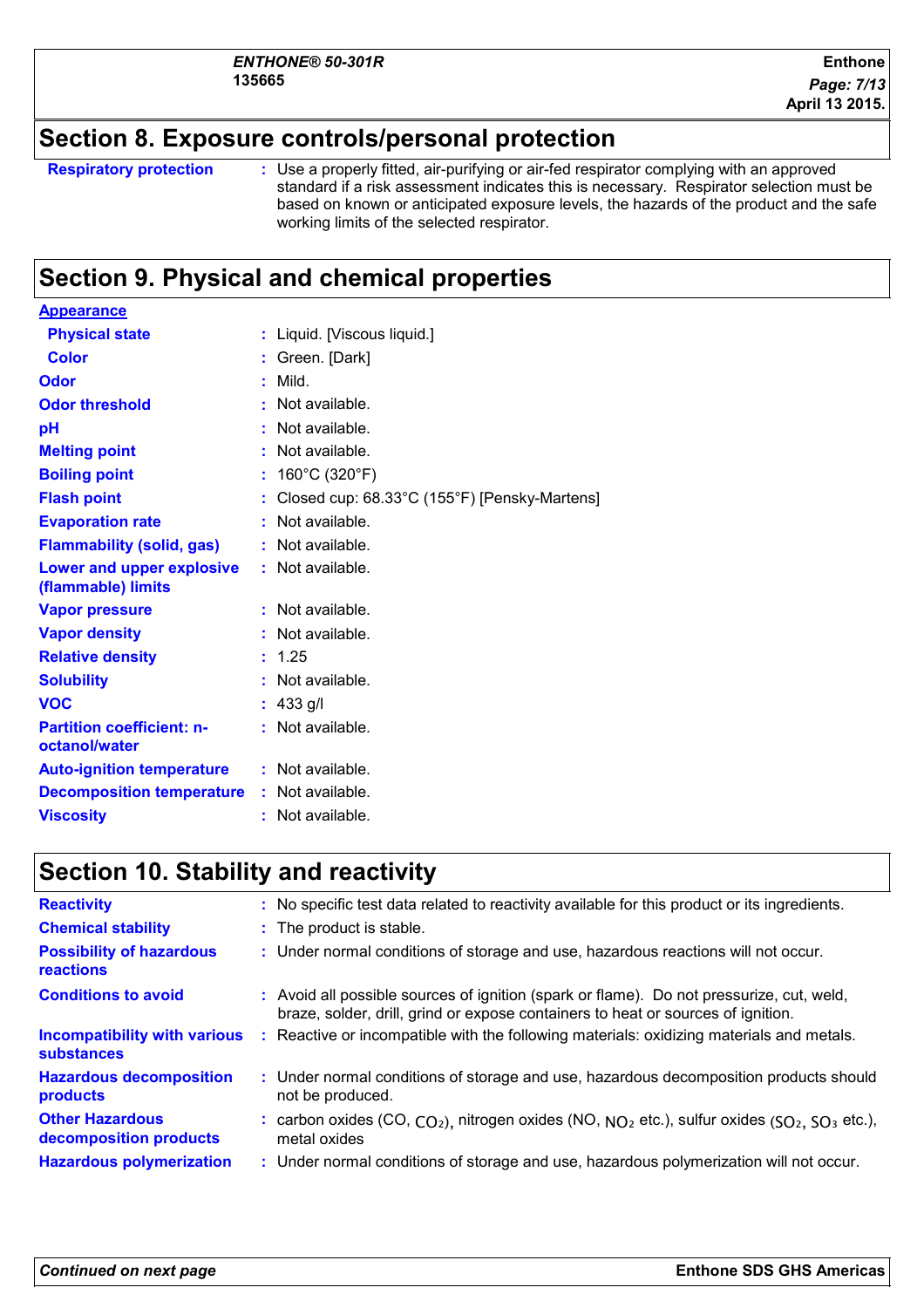## Section 8. Exposure controls/personal protection

| | |
|---|---|
| **Respiratory protection** | : Use a properly fitted, air-purifying or air-fed respirator complying with an approved standard if a risk assessment indicates this is necessary. Respirator selection must be based on known or anticipated exposure levels, the hazards of the product and the safe working limits of the selected respirator. |

## Section 9. Physical and chemical properties

**Appearance**

| | |
|---|---|
| **Physical state** | : Liquid. [Viscous liquid.] |
| **Color** | : Green. [Dark] |
| **Odor** | : Mild. |
| **Odor threshold** | : Not available. |
| **pH** | : Not available. |
| **Melting point** | : Not available. |
| **Boiling point** | : 160°C (320°F) |
| **Flash point** | : Closed cup: 68.33°C (155°F) [Pensky-Martens] |
| **Evaporation rate** | : Not available. |
| **Flammability (solid, gas)** | : Not available. |
| **Lower and upper explosive (flammable) limits** | : Not available. |
| **Vapor pressure** | : Not available. |
| **Vapor density** | : Not available. |
| **Relative density** | : 1.25 |
| **Solubility** | : Not available. |
| **VOC** | : 433 g/l |
| **Partition coefficient: n-octanol/water** | : Not available. |
| **Auto-ignition temperature** | : Not available. |
| **Decomposition temperature** | : Not available. |
| **Viscosity** | : Not available. |

## Section 10. Stability and reactivity

| | |
|---|---|
| **Reactivity** | : No specific test data related to reactivity available for this product or its ingredients. |
| **Chemical stability** | : The product is stable. |
| **Possibility of hazardous reactions** | : Under normal conditions of storage and use, hazardous reactions will not occur. |
| **Conditions to avoid** | : Avoid all possible sources of ignition (spark or flame). Do not pressurize, cut, weld, braze, solder, drill, grind or expose containers to heat or sources of ignition. |
| **Incompatibility with various substances** | : Reactive or incompatible with the following materials: oxidizing materials and metals. |
| **Hazardous decomposition products** | : Under normal conditions of storage and use, hazardous decomposition products should not be produced. |
| **Other Hazardous decomposition products** | : carbon oxides (CO, $CO_2$), nitrogen oxides (NO, $NO_2$ etc.), sulfur oxides ($SO_2$, $SO_3$ etc.), metal oxides |
| **Hazardous polymerization** | : Under normal conditions of storage and use, hazardous polymerization will not occur. |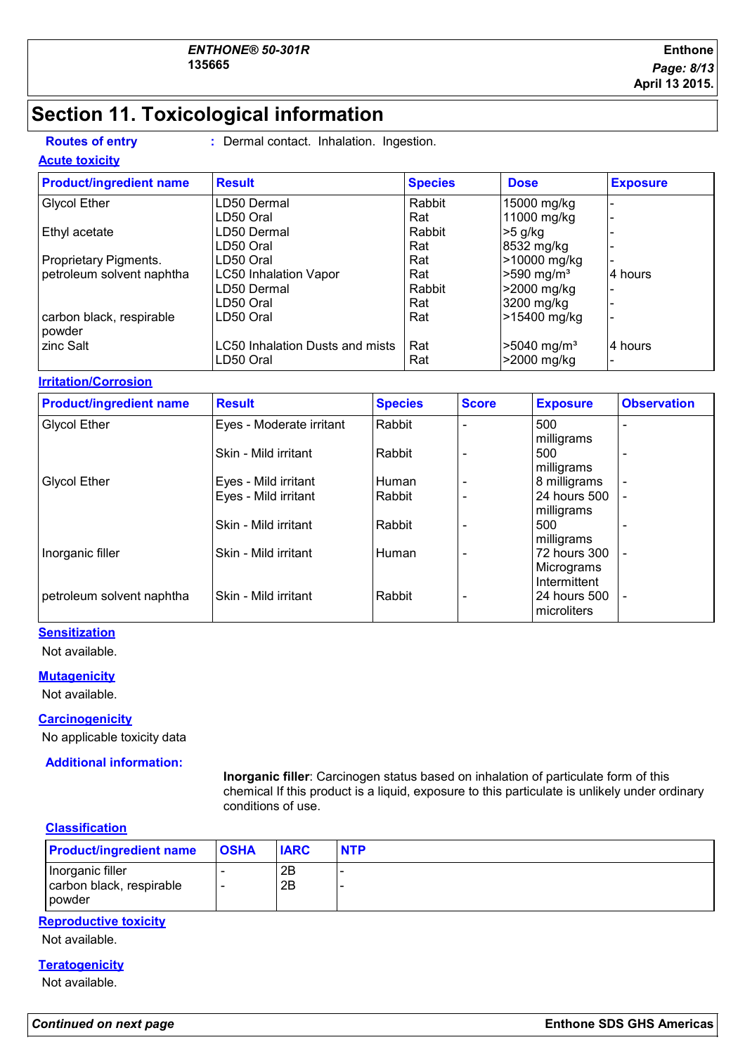# Section 11. Toxicological information

**Routes of entry** : Dermal contact. Inhalation. Ingestion.

**Acute toxicity**

| Product/ingredient name | Result | Species | Dose | Exposure |
|---|---|---|---|---|
| Glycol Ether | LD50 Dermal | Rabbit | 15000 mg/kg | - |
| | LD50 Oral | Rat | 11000 mg/kg | - |
| Ethyl acetate | LD50 Dermal | Rabbit | >5 g/kg | - |
| | LD50 Oral | Rat | 8532 mg/kg | - |
| Proprietary Pigments. | LD50 Oral | Rat | >10000 mg/kg | - |
| petroleum solvent naphtha | LC50 Inhalation Vapor | Rat | >590 mg/m³ | 4 hours |
| | LD50 Dermal | Rabbit | >2000 mg/kg | - |
| | LD50 Oral | Rat | 3200 mg/kg | - |
| carbon black, respirable powder | LD50 Oral | Rat | >15400 mg/kg | - |
| zinc Salt | LC50 Inhalation Dusts and mists | Rat | >5040 mg/m³ | 4 hours |
| | LD50 Oral | Rat | >2000 mg/kg | - |

**Irritation/Corrosion**

| Product/ingredient name | Result | Species | Score | Exposure | Observation |
|---|---|---|---|---|---|
| Glycol Ether | Eyes - Moderate irritant | Rabbit | - | 500 milligrams | - |
| | Skin - Mild irritant | Rabbit | - | 500 milligrams | - |
| Glycol Ether | Eyes - Mild irritant | Human | - | 8 milligrams | - |
| | Eyes - Mild irritant | Rabbit | - | 24 hours 500 milligrams | - |
| | Skin - Mild irritant | Rabbit | - | 500 milligrams | - |
| Inorganic filler | Skin - Mild irritant | Human | - | 72 hours 300 Micrograms Intermittent | - |
| petroleum solvent naphtha | Skin - Mild irritant | Rabbit | - | 24 hours 500 microliters | - |

**Sensitization**

Not available.

**Mutagenicity**

Not available.

**Carcinogenicity**

No applicable toxicity data

**Additional information:**

**Inorganic filler**: Carcinogen status based on inhalation of particulate form of this chemical If this product is a liquid, exposure to this particulate is unlikely under ordinary conditions of use.

**Classification**

| Product/ingredient name | OSHA | IARC | NTP |
|---|---|---|---|
| Inorganic filler | - | 2B | - |
| carbon black, respirable powder | - | 2B | - |

**Reproductive toxicity**

Not available.

**Teratogenicity**

Not available.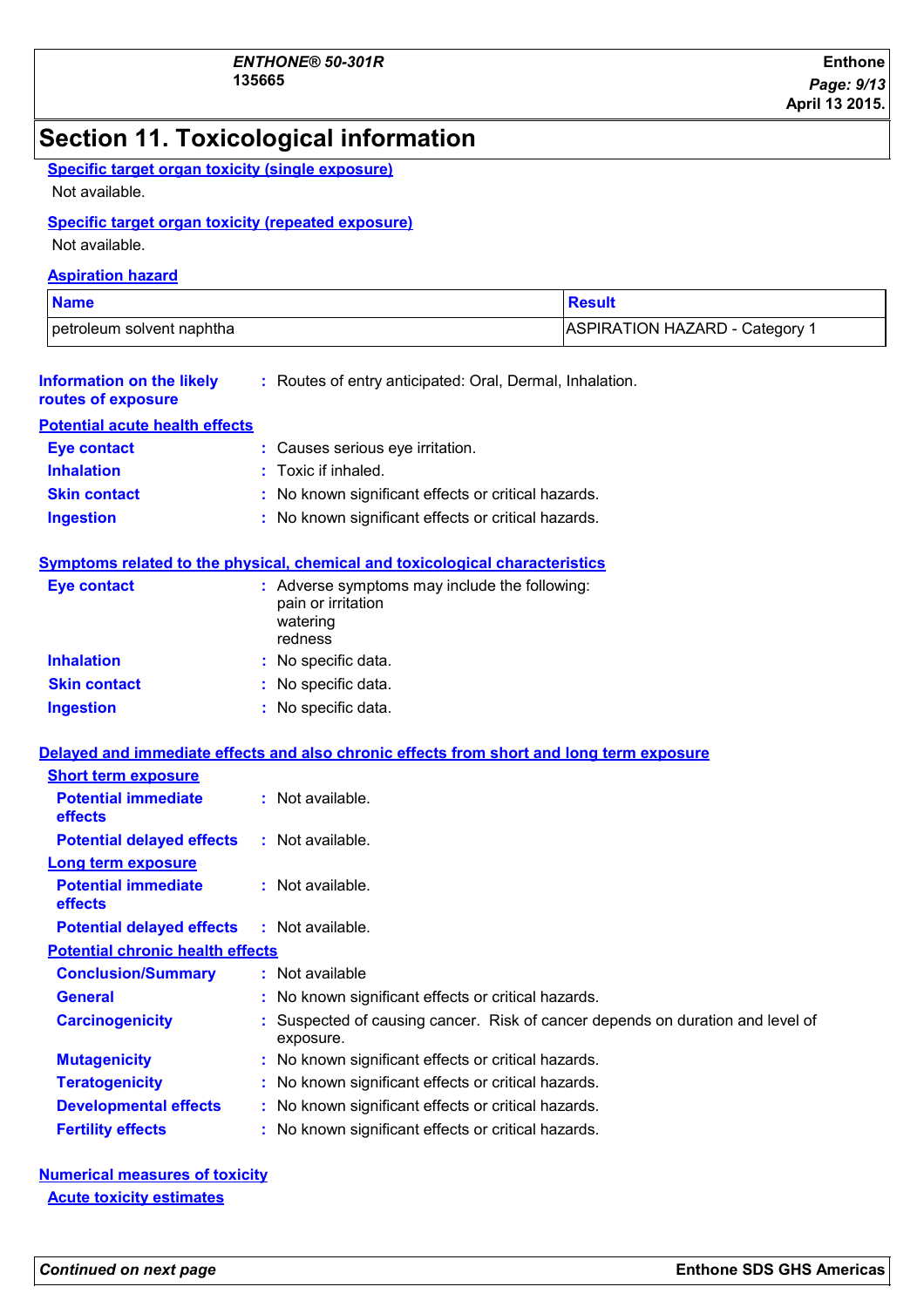# Section 11. Toxicological information

**Specific target organ toxicity (single exposure)**

Not available.

**Specific target organ toxicity (repeated exposure)**

Not available.

**Aspiration hazard**

| Name | Result |
| --- | --- |
| petroleum solvent naphtha | ASPIRATION HAZARD - Category 1 |

**Information on the likely routes of exposure** : Routes of entry anticipated: Oral, Dermal, Inhalation.

**Potential acute health effects**

**Eye contact** : Causes serious eye irritation.

**Inhalation** : Toxic if inhaled.

**Skin contact** : No known significant effects or critical hazards.

**Ingestion** : No known significant effects or critical hazards.

**Symptoms related to the physical, chemical and toxicological characteristics**

**Eye contact** : Adverse symptoms may include the following:
pain or irritation
watering
redness

**Inhalation** : No specific data.

**Skin contact** : No specific data.

**Ingestion** : No specific data.

**Delayed and immediate effects and also chronic effects from short and long term exposure**

**Short term exposure**

**Potential immediate effects** : Not available.

**Potential delayed effects** : Not available.

**Long term exposure**

**Potential immediate effects** : Not available.

**Potential delayed effects** : Not available.

**Potential chronic health effects**

**Conclusion/Summary** : Not available

**General** : No known significant effects or critical hazards.

**Carcinogenicity** : Suspected of causing cancer. Risk of cancer depends on duration and level of exposure.

**Mutagenicity** : No known significant effects or critical hazards.

**Teratogenicity** : No known significant effects or critical hazards.

**Developmental effects** : No known significant effects or critical hazards.

**Fertility effects** : No known significant effects or critical hazards.

**Numerical measures of toxicity**

**Acute toxicity estimates**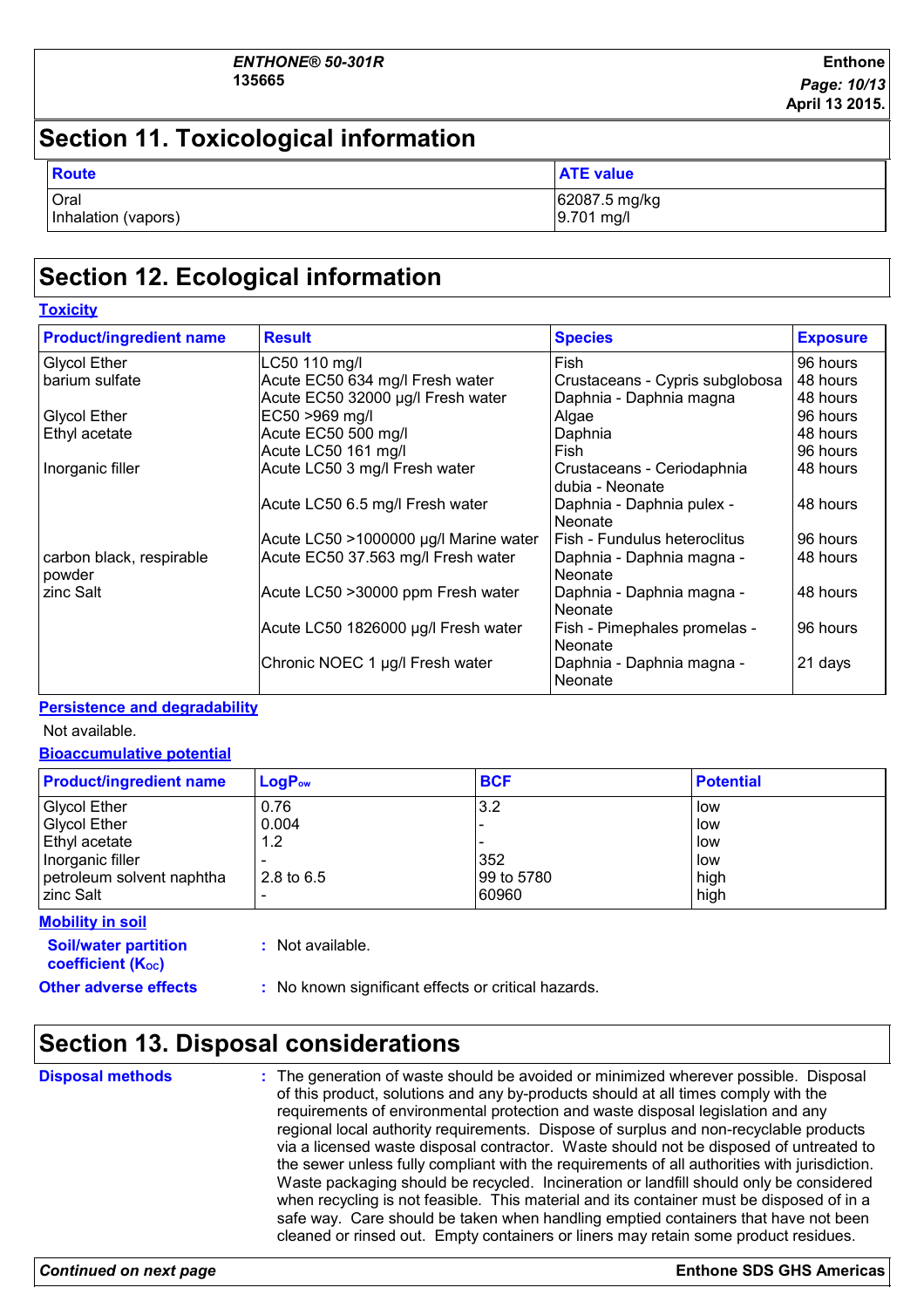## Section 11. Toxicological information

| Route | ATE value |
|---|---|
| Oral | 62087.5 mg/kg |
| Inhalation (vapors) | 9.701 mg/l |

## Section 12. Ecological information

### Toxicity

| Product/ingredient name | Result | Species | Exposure |
|---|---|---|---|
| Glycol Ether | LC50 110 mg/l | Fish | 96 hours |
| barium sulfate | Acute EC50 634 mg/l Fresh water | Crustaceans - Cypris subglobosa | 48 hours |
| | Acute EC50 32000 µg/l Fresh water | Daphnia - Daphnia magna | 48 hours |
| Glycol Ether | EC50 >969 mg/l | Algae | 96 hours |
| Ethyl acetate | Acute EC50 500 mg/l | Daphnia | 48 hours |
| | Acute LC50 161 mg/l | Fish | 96 hours |
| Inorganic filler | Acute LC50 3 mg/l Fresh water | Crustaceans - Ceriodaphnia dubia - Neonate | 48 hours |
| | Acute LC50 6.5 mg/l Fresh water | Daphnia - Daphnia pulex - Neonate | 48 hours |
| | Acute LC50 >1000000 µg/l Marine water | Fish - Fundulus heteroclitus | 96 hours |
| carbon black, respirable powder | Acute EC50 37.563 mg/l Fresh water | Daphnia - Daphnia magna - Neonate | 48 hours |
| zinc Salt | Acute LC50 >30000 ppm Fresh water | Daphnia - Daphnia magna - Neonate | 48 hours |
| | Acute LC50 1826000 µg/l Fresh water | Fish - Pimephales promelas - Neonate | 96 hours |
| | Chronic NOEC 1 µg/l Fresh water | Daphnia - Daphnia magna - Neonate | 21 days |

### Persistence and degradability

Not available.

### Bioaccumulative potential

| Product/ingredient name | $LogP_{ow}$ | BCF | Potential |
|---|---|---|---|
| Glycol Ether | 0.76 | 3.2 | low |
| Glycol Ether | 0.004 | - | low |
| Ethyl acetate | 1.2 | - | low |
| Inorganic filler | - | 352 | low |
| petroleum solvent naphtha | 2.8 to 6.5 | 99 to 5780 | high |
| zinc Salt | - | 60960 | high |

### Mobility in soil

**Soil/water partition coefficient ($K_{OC}$)** : Not available.

**Other adverse effects** : No known significant effects or critical hazards.

## Section 13. Disposal considerations

**Disposal methods** : The generation of waste should be avoided or minimized wherever possible. Disposal of this product, solutions and any by-products should at all times comply with the requirements of environmental protection and waste disposal legislation and any regional local authority requirements. Dispose of surplus and non-recyclable products via a licensed waste disposal contractor. Waste should not be disposed of untreated to the sewer unless fully compliant with the requirements of all authorities with jurisdiction. Waste packaging should be recycled. Incineration or landfill should only be considered when recycling is not feasible. This material and its container must be disposed of in a safe way. Care should be taken when handling emptied containers that have not been cleaned or rinsed out. Empty containers or liners may retain some product residues.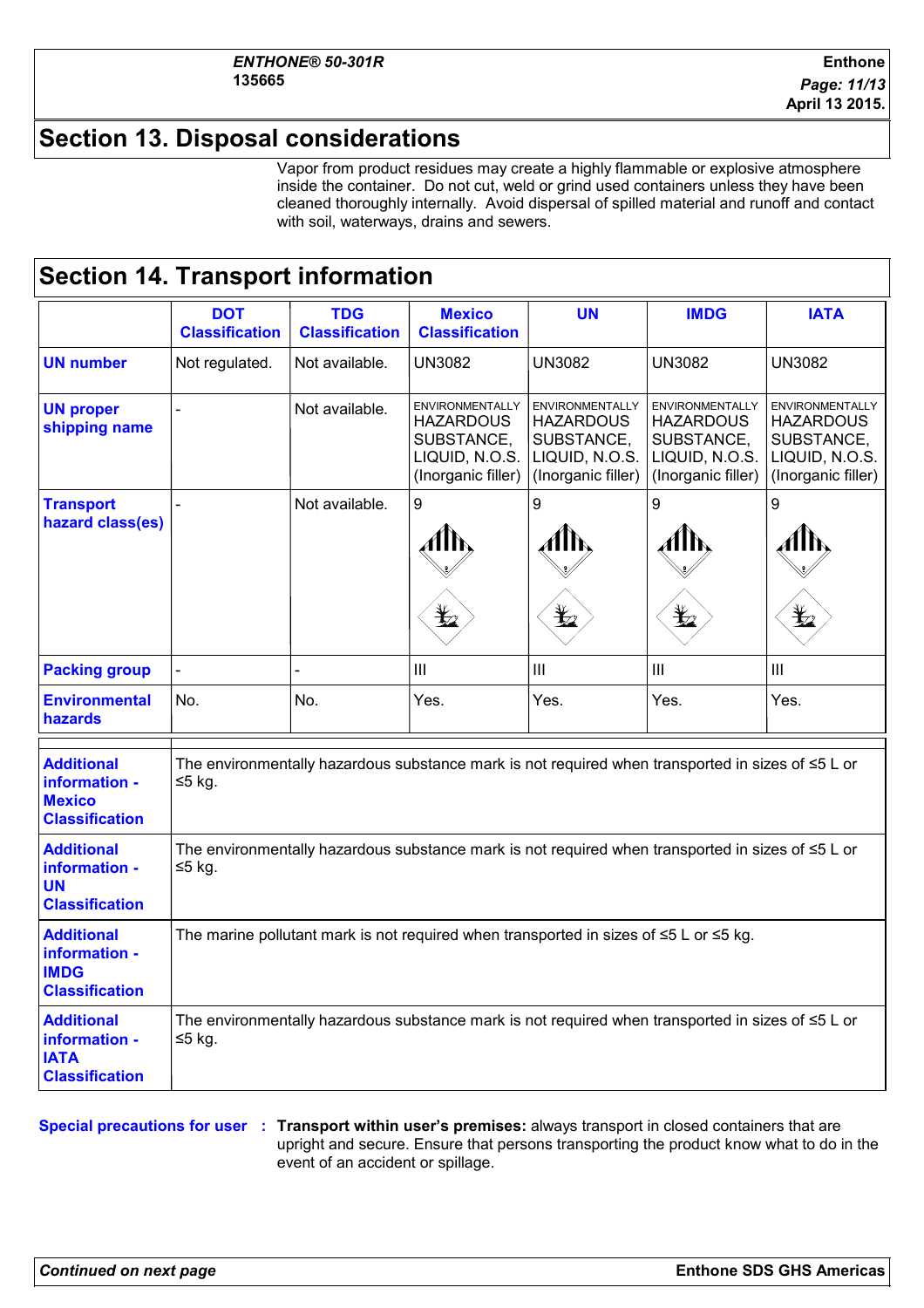## Section 13. Disposal considerations

Vapor from product residues may create a highly flammable or explosive atmosphere inside the container. Do not cut, weld or grind used containers unless they have been cleaned thoroughly internally. Avoid dispersal of spilled material and runoff and contact with soil, waterways, drains and sewers.

## Section 14. Transport information

| | DOT Classification | TDG Classification | Mexico Classification | UN | IMDG | IATA |
|---|---|---|---|---|---|---|
| **UN number** | Not regulated. | Not available. | UN3082 | UN3082 | UN3082 | UN3082 |
| **UN proper shipping name** | - | Not available. | ENVIRONMENTALLY HAZARDOUS SUBSTANCE, LIQUID, N.O.S. (Inorganic filler) | ENVIRONMENTALLY HAZARDOUS SUBSTANCE, LIQUID, N.O.S. (Inorganic filler) | ENVIRONMENTALLY HAZARDOUS SUBSTANCE, LIQUID, N.O.S. (Inorganic filler) | ENVIRONMENTALLY HAZARDOUS SUBSTANCE, LIQUID, N.O.S. (Inorganic filler) |
| **Transport hazard class(es)** | - | Not available. | 9 | 9 | 9 | 9 |
| **Packing group** | - | - | III | III | III | III |
| **Environmental hazards** | No. | No. | Yes. | Yes. | Yes. | Yes. |

| | |
|---|---|
| **Additional information - Mexico Classification** | The environmentally hazardous substance mark is not required when transported in sizes of ≤5 L or ≤5 kg. |
| **Additional information - UN Classification** | The environmentally hazardous substance mark is not required when transported in sizes of ≤5 L or ≤5 kg. |
| **Additional information - IMDG Classification** | The marine pollutant mark is not required when transported in sizes of ≤5 L or ≤5 kg. |
| **Additional information - IATA Classification** | The environmentally hazardous substance mark is not required when transported in sizes of ≤5 L or ≤5 kg. |

**Special precautions for user** : **Transport within user's premises:** always transport in closed containers that are upright and secure. Ensure that persons transporting the product know what to do in the event of an accident or spillage.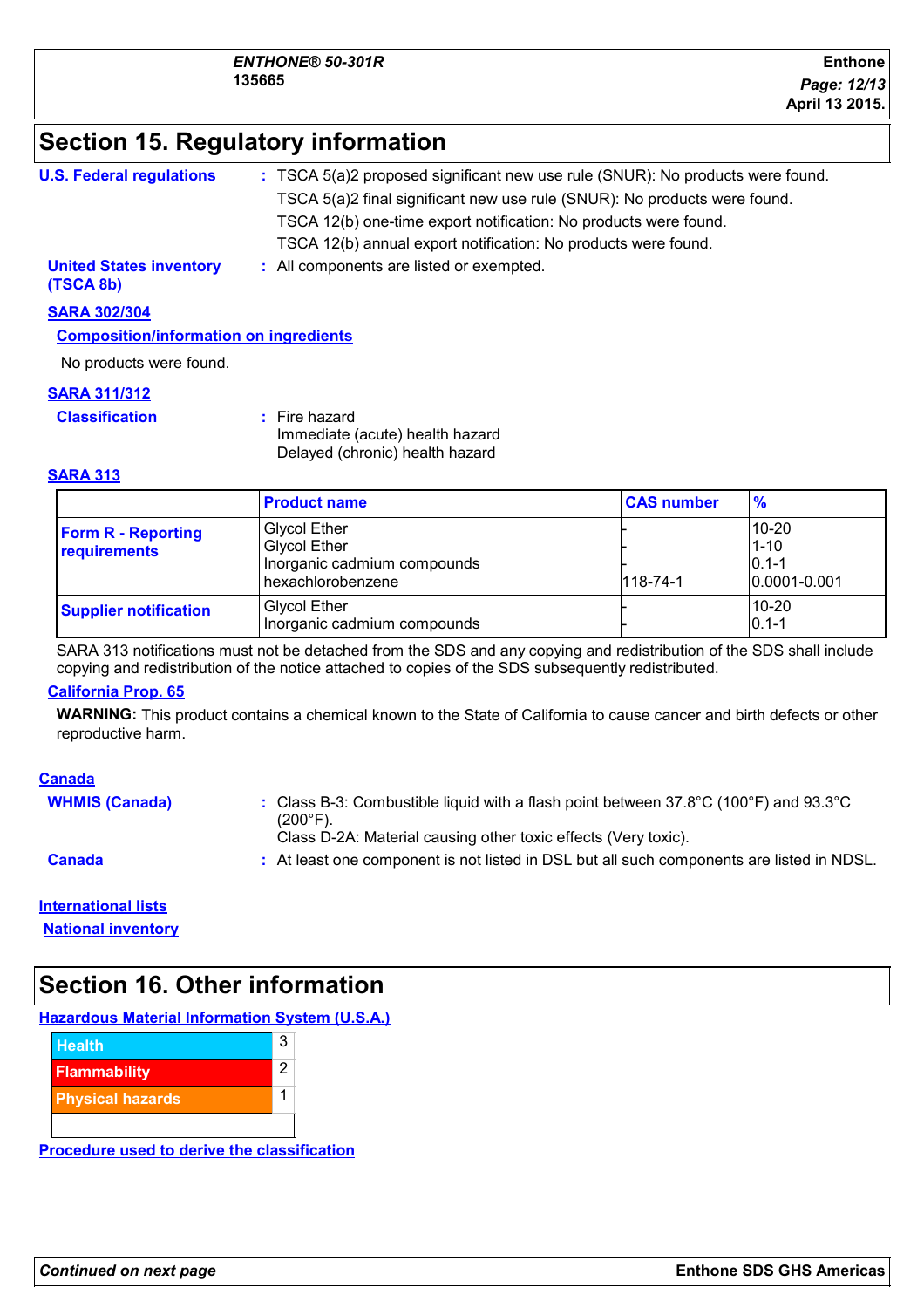## Section 15. Regulatory information

**U.S. Federal regulations** : TSCA 5(a)2 proposed significant new use rule (SNUR): No products were found.
TSCA 5(a)2 final significant new use rule (SNUR): No products were found.
TSCA 12(b) one-time export notification: No products were found.
TSCA 12(b) annual export notification: No products were found.

**United States inventory (TSCA 8b)** : All components are listed or exempted.

**SARA 302/304**

**Composition/information on ingredients**

No products were found.

**SARA 311/312**

**Classification** : Fire hazard
Immediate (acute) health hazard
Delayed (chronic) health hazard

**SARA 313**

| | Product name | CAS number | % |
|---|---|---|---|
| **Form R - Reporting requirements** | Glycol Ether<br>Glycol Ether<br>Inorganic cadmium compounds<br>hexachlorobenzene | -<br>-<br>-<br>118-74-1 | 10-20<br>1-10<br>0.1-1<br>0.0001-0.001 |
| **Supplier notification** | Glycol Ether<br>Inorganic cadmium compounds | -<br>- | 10-20<br>0.1-1 |

SARA 313 notifications must not be detached from the SDS and any copying and redistribution of the SDS shall include copying and redistribution of the notice attached to copies of the SDS subsequently redistributed.

**California Prop. 65**

**WARNING:** This product contains a chemical known to the State of California to cause cancer and birth defects or other reproductive harm.

**Canada**

**WHMIS (Canada)** : Class B-3: Combustible liquid with a flash point between 37.8°C (100°F) and 93.3°C (200°F).
Class D-2A: Material causing other toxic effects (Very toxic).

**Canada** : At least one component is not listed in DSL but all such components are listed in NDSL.

**International lists**

**National inventory**

## Section 16. Other information

**Hazardous Material Information System (U.S.A.)**

| | |
|---|---|
| Health | 3 |
| Flammability | 2 |
| Physical hazards | 1 |

**Procedure used to derive the classification**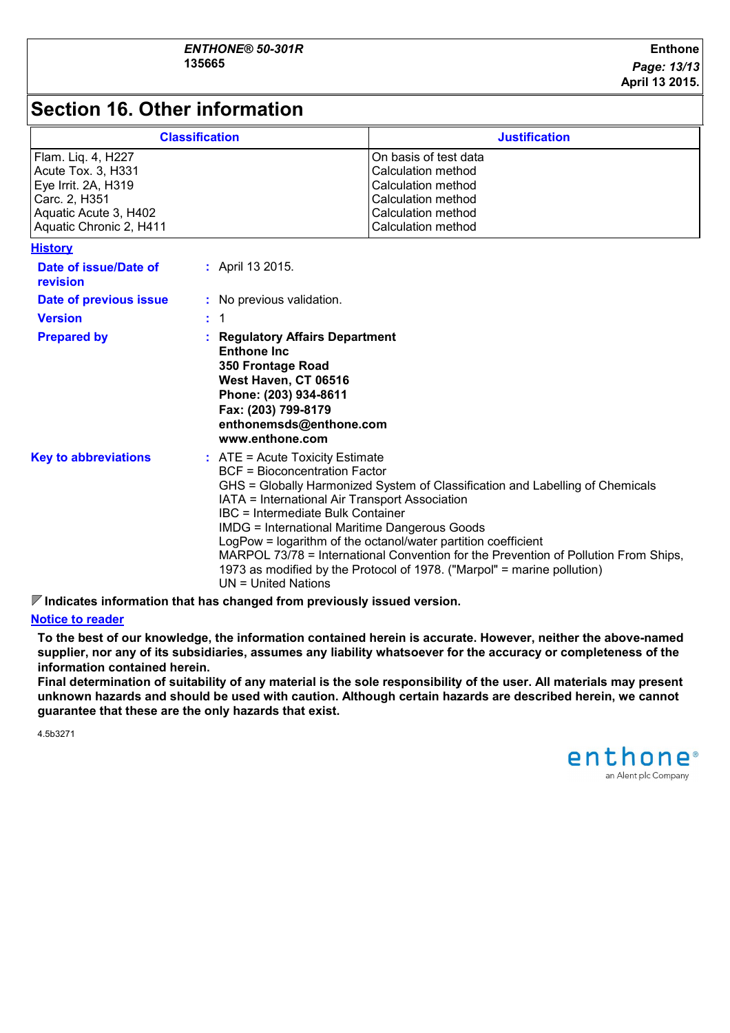# Section 16. Other information

| Classification | Justification |
| --- | --- |
| Flam. Liq. 4, H227 | On basis of test data |
| Acute Tox. 3, H331 | Calculation method |
| Eye Irrit. 2A, H319 | Calculation method |
| Carc. 2, H351 | Calculation method |
| Aquatic Acute 3, H402 | Calculation method |
| Aquatic Chronic 2, H411 | Calculation method |

## History

**Date of issue/Date of revision** : April 13 2015.

**Date of previous issue** : No previous validation.

**Version** : 1

**Prepared by** : **Regulatory Affairs Department**
**Enthone Inc**
**350 Frontage Road**
**West Haven, CT 06516**
**Phone: (203) 934-8611**
**Fax: (203) 799-8179**
**enthonemsds@enthone.com**
**www.enthone.com**

**Key to abbreviations** : ATE = Acute Toxicity Estimate
BCF = Bioconcentration Factor
GHS = Globally Harmonized System of Classification and Labelling of Chemicals
IATA = International Air Transport Association
IBC = Intermediate Bulk Container
IMDG = International Maritime Dangerous Goods
LogPow = logarithm of the octanol/water partition coefficient
MARPOL 73/78 = International Convention for the Prevention of Pollution From Ships, 1973 as modified by the Protocol of 1978. ("Marpol" = marine pollution)
UN = United Nations

**Indicates information that has changed from previously issued version.**

## Notice to reader

**To the best of our knowledge, the information contained herein is accurate. However, neither the above-named supplier, nor any of its subsidiaries, assumes any liability whatsoever for the accuracy or completeness of the information contained herein.**
**Final determination of suitability of any material is the sole responsibility of the user. All materials may present unknown hazards and should be used with caution. Although certain hazards are described herein, we cannot guarantee that these are the only hazards that exist.**

4.5b3271

enthone®
an Alent plc Company